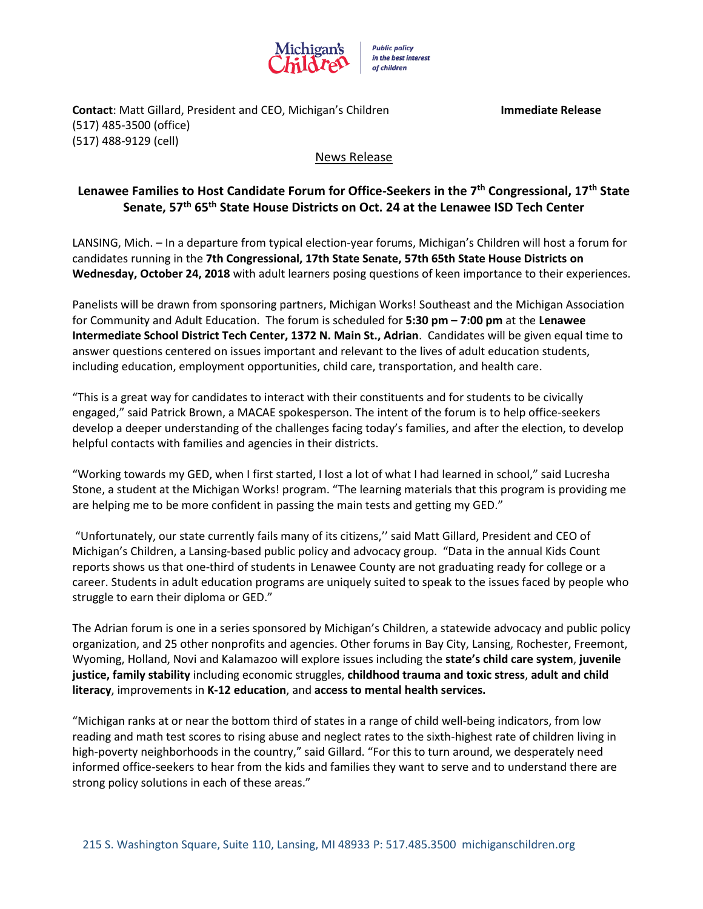Michigan's Children | Public policy *in the best interest of children*

**Contact**: Matt Gillard, President and CEO, Michigan's Children **Immediate Release**
(517) 485-3500 (office)
(517) 488-9129 (cell)

News Release

## Lenawee Families to Host Candidate Forum for Office-Seekers in the 7th Congressional, 17th State Senate, 57th 65th State House Districts on Oct. 24 at the Lenawee ISD Tech Center

LANSING, Mich. – In a departure from typical election-year forums, Michigan's Children will host a forum for candidates running in the **7th Congressional, 17th State Senate, 57th 65th State House Districts on Wednesday, October 24, 2018** with adult learners posing questions of keen importance to their experiences.

Panelists will be drawn from sponsoring partners, Michigan Works! Southeast and the Michigan Association for Community and Adult Education. The forum is scheduled for **5:30 pm – 7:00 pm** at the **Lenawee Intermediate School District Tech Center, 1372 N. Main St., Adrian**. Candidates will be given equal time to answer questions centered on issues important and relevant to the lives of adult education students, including education, employment opportunities, child care, transportation, and health care.

"This is a great way for candidates to interact with their constituents and for students to be civically engaged," said Patrick Brown, a MACAE spokesperson. The intent of the forum is to help office-seekers develop a deeper understanding of the challenges facing today's families, and after the election, to develop helpful contacts with families and agencies in their districts.

"Working towards my GED, when I first started, I lost a lot of what I had learned in school," said Lucresha Stone, a student at the Michigan Works! program. "The learning materials that this program is providing me are helping me to be more confident in passing the main tests and getting my GED."

"Unfortunately, our state currently fails many of its citizens,'' said Matt Gillard, President and CEO of Michigan's Children, a Lansing-based public policy and advocacy group. "Data in the annual Kids Count reports shows us that one-third of students in Lenawee County are not graduating ready for college or a career. Students in adult education programs are uniquely suited to speak to the issues faced by people who struggle to earn their diploma or GED."

The Adrian forum is one in a series sponsored by Michigan's Children, a statewide advocacy and public policy organization, and 25 other nonprofits and agencies. Other forums in Bay City, Lansing, Rochester, Freemont, Wyoming, Holland, Novi and Kalamazoo will explore issues including the **state's child care system**, **juvenile justice, family stability** including economic struggles, **childhood trauma and toxic stress**, **adult and child literacy**, improvements in **K-12 education**, and **access to mental health services.**

"Michigan ranks at or near the bottom third of states in a range of child well-being indicators, from low reading and math test scores to rising abuse and neglect rates to the sixth-highest rate of children living in high-poverty neighborhoods in the country," said Gillard. "For this to turn around, we desperately need informed office-seekers to hear from the kids and families they want to serve and to understand there are strong policy solutions in each of these areas."

215 S. Washington Square, Suite 110, Lansing, MI 48933 P: 517.485.3500 michiganschildren.org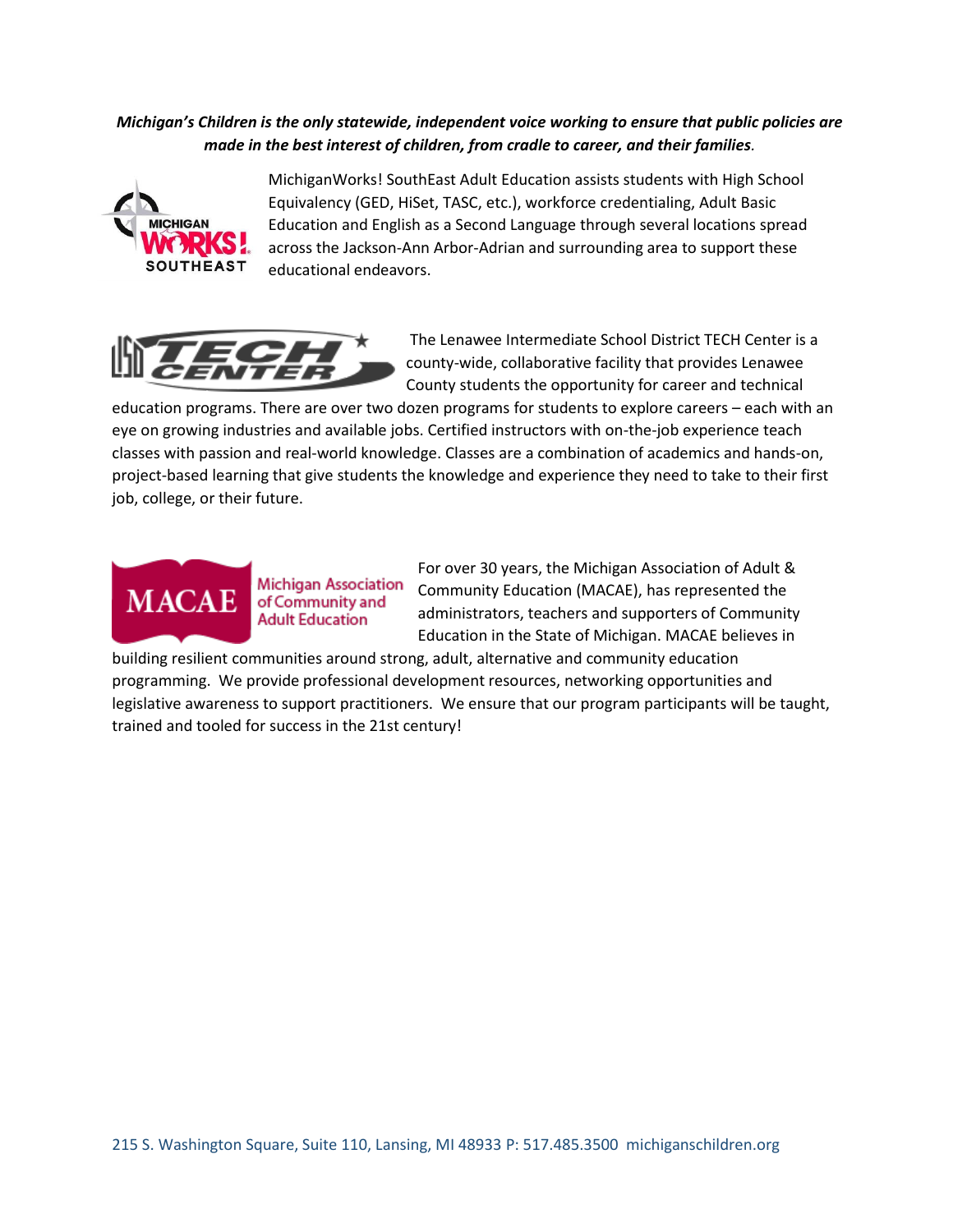***Michigan's Children is the only statewide, independent voice working to ensure that public policies are made in the best interest of children, from cradle to career, and their families.***

MichiganWorks! SouthEast Adult Education assists students with High School Equivalency (GED, HiSet, TASC, etc.), workforce credentialing, Adult Basic Education and English as a Second Language through several locations spread across the Jackson-Ann Arbor-Adrian and surrounding area to support these educational endeavors.

The Lenawee Intermediate School District TECH Center is a county-wide, collaborative facility that provides Lenawee County students the opportunity for career and technical education programs. There are over two dozen programs for students to explore careers – each with an eye on growing industries and available jobs. Certified instructors with on-the-job experience teach classes with passion and real-world knowledge. Classes are a combination of academics and hands-on, project-based learning that give students the knowledge and experience they need to take to their first job, college, or their future.

For over 30 years, the Michigan Association of Adult & Community Education (MACAE), has represented the administrators, teachers and supporters of Community Education in the State of Michigan. MACAE believes in building resilient communities around strong, adult, alternative and community education programming. We provide professional development resources, networking opportunities and legislative awareness to support practitioners. We ensure that our program participants will be taught, trained and tooled for success in the 21st century!